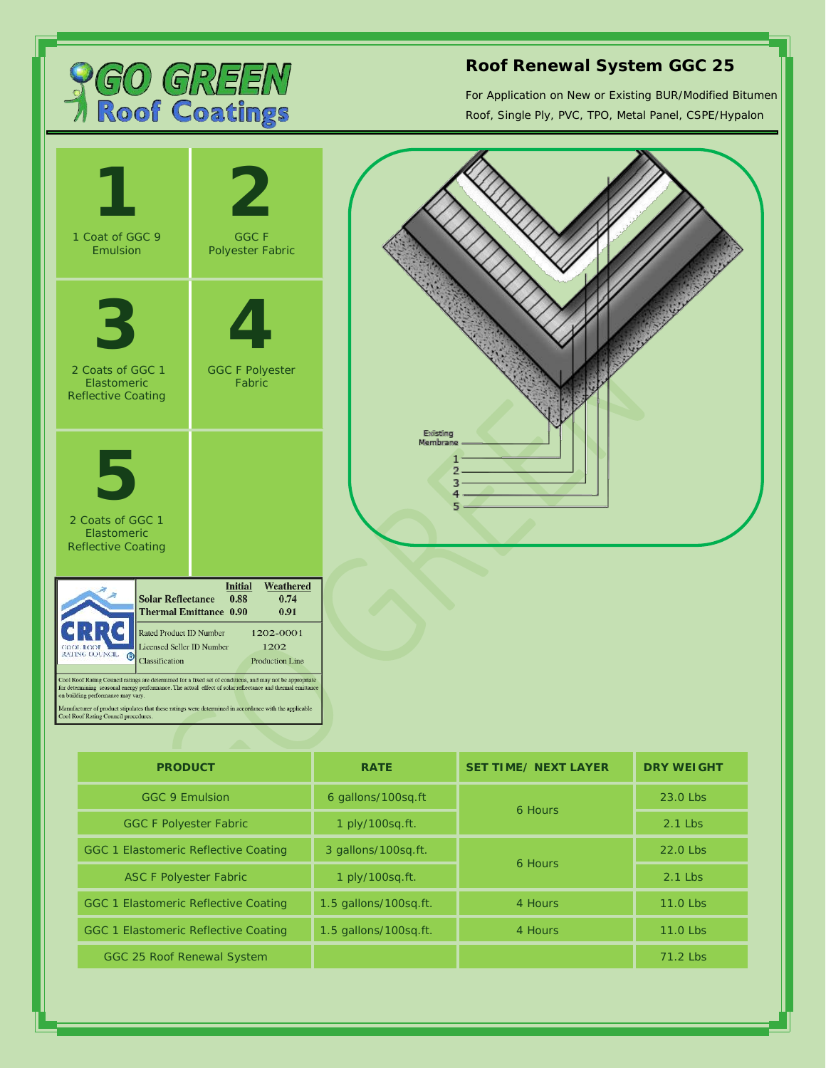**GO GREEN Roof Coatings**

## Roof Renewal System GGC 25

For Application on New or Existing BUR/Modified Bitumen Roof, Single Ply, PVC, TPO, Metal Panel, CSPE/Hypalon

**1**
1 Coat of GGC 9 Emulsion

**2**
GGC F Polyester Fabric

**3**
2 Coats of GGC 1 Elastomeric Reflective Coating

**4**
GGC F Polyester Fabric

**5**
2 Coats of GGC 1 Elastomeric Reflective Coating

Existing Membrane
1
2
3
4
5

**CRRC** COOL ROOF RATING COUNCIL

| | Initial | Weathered |
|---|---|---|
| **Solar Reflectance** | 0.88 | 0.74 |
| **Thermal Emittance** | 0.90 | 0.91 |

| | |
|---|---|
| Rated Product ID Number | 1202-0001 |
| Licensed Seller ID Number | 1202 |
| Classification | Production Line |

Cool Roof Rating Council ratings are determined for a fixed set of conditions, and may not be appropriate for determining seasonal energy performance. The actual effect of solar reflectance and thermal emittance on building performance may vary.

Manufacturer of product stipulates that these ratings were determined in accordance with the applicable Cool Roof Rating Council procedures.

| PRODUCT | RATE | SET TIME/ NEXT LAYER | DRY WEIGHT |
|---|---|---|---|
| GGC 9 Emulsion | 6 gallons/100sq.ft | 6 Hours | 23.0 Lbs |
| GGC F Polyester Fabric | 1 ply/100sq.ft. | | 2.1 Lbs |
| GGC 1 Elastomeric Reflective Coating | 3 gallons/100sq.ft. | 6 Hours | 22.0 Lbs |
| ASC F Polyester Fabric | 1 ply/100sq.ft. | | 2.1 Lbs |
| GGC 1 Elastomeric Reflective Coating | 1.5 gallons/100sq.ft. | 4 Hours | 11.0 Lbs |
| GGC 1 Elastomeric Reflective Coating | 1.5 gallons/100sq.ft. | 4 Hours | 11.0 Lbs |
| GGC 25 Roof Renewal System | | | 71.2 Lbs |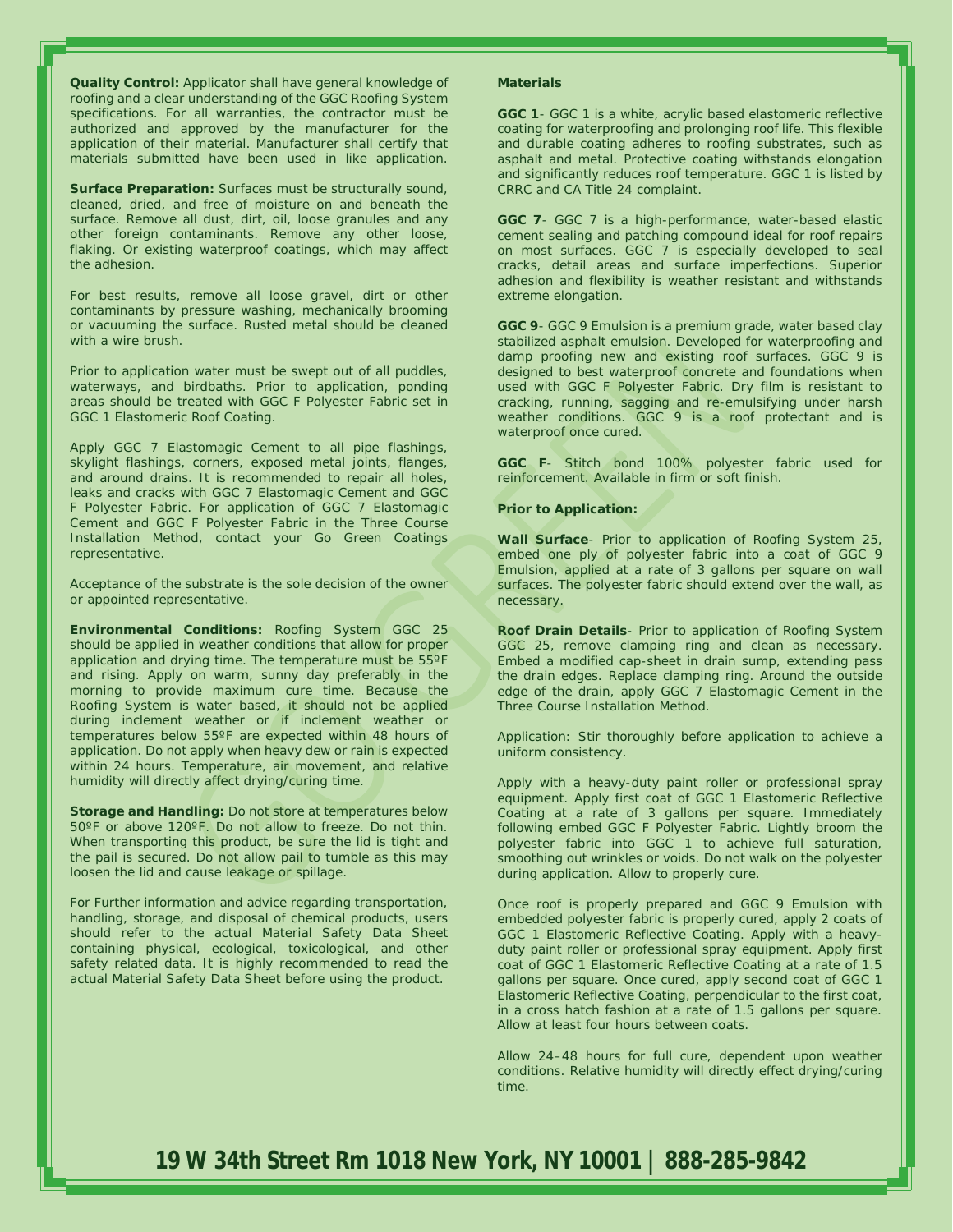**Quality Control:** Applicator shall have general knowledge of roofing and a clear understanding of the GGC Roofing System specifications. For all warranties, the contractor must be authorized and approved by the manufacturer for the application of their material. Manufacturer shall certify that materials submitted have been used in like application.

**Surface Preparation:** Surfaces must be structurally sound, cleaned, dried, and free of moisture on and beneath the surface. Remove all dust, dirt, oil, loose granules and any other foreign contaminants. Remove any other loose, flaking. Or existing waterproof coatings, which may affect the adhesion.

For best results, remove all loose gravel, dirt or other contaminants by pressure washing, mechanically brooming or vacuuming the surface. Rusted metal should be cleaned with a wire brush.

Prior to application water must be swept out of all puddles, waterways, and birdbaths. Prior to application, ponding areas should be treated with GGC F Polyester Fabric set in GGC 1 Elastomeric Roof Coating.

Apply GGC 7 Elastomagic Cement to all pipe flashings, skylight flashings, corners, exposed metal joints, flanges, and around drains. It is recommended to repair all holes, leaks and cracks with GGC 7 Elastomagic Cement and GGC F Polyester Fabric. For application of GGC 7 Elastomagic Cement and GGC F Polyester Fabric in the Three Course Installation Method, contact your Go Green Coatings representative.

Acceptance of the substrate is the sole decision of the owner or appointed representative.

**Environmental Conditions:** Roofing System GGC 25 should be applied in weather conditions that allow for proper application and drying time. The temperature must be 55ºF and rising. Apply on warm, sunny day preferably in the morning to provide maximum cure time. Because the Roofing System is water based, it should not be applied during inclement weather or if inclement weather or temperatures below 55ºF are expected within 48 hours of application. Do not apply when heavy dew or rain is expected within 24 hours. Temperature, air movement, and relative humidity will directly affect drying/curing time.

**Storage and Handling:** Do not store at temperatures below 50ºF or above 120ºF. Do not allow to freeze. Do not thin. When transporting this product, be sure the lid is tight and the pail is secured. Do not allow pail to tumble as this may loosen the lid and cause leakage or spillage.

For Further information and advice regarding transportation, handling, storage, and disposal of chemical products, users should refer to the actual Material Safety Data Sheet containing physical, ecological, toxicological, and other safety related data. It is highly recommended to read the actual Material Safety Data Sheet before using the product.

**Materials**

**GGC 1**- GGC 1 is a white, acrylic based elastomeric reflective coating for waterproofing and prolonging roof life. This flexible and durable coating adheres to roofing substrates, such as asphalt and metal. Protective coating withstands elongation and significantly reduces roof temperature. GGC 1 is listed by CRRC and CA Title 24 complaint.

**GGC 7**- GGC 7 is a high-performance, water-based elastic cement sealing and patching compound ideal for roof repairs on most surfaces. GGC 7 is especially developed to seal cracks, detail areas and surface imperfections. Superior adhesion and flexibility is weather resistant and withstands extreme elongation.

**GGC 9**- GGC 9 Emulsion is a premium grade, water based clay stabilized asphalt emulsion. Developed for waterproofing and damp proofing new and existing roof surfaces. GGC 9 is designed to best waterproof concrete and foundations when used with GGC F Polyester Fabric. Dry film is resistant to cracking, running, sagging and re-emulsifying under harsh weather conditions. GGC 9 is a roof protectant and is waterproof once cured.

**GGC F**- Stitch bond 100% polyester fabric used for reinforcement. Available in firm or soft finish.

**Prior to Application:**

**Wall Surface**- Prior to application of Roofing System 25, embed one ply of polyester fabric into a coat of GGC 9 Emulsion, applied at a rate of 3 gallons per square on wall surfaces. The polyester fabric should extend over the wall, as necessary.

**Roof Drain Details**- Prior to application of Roofing System GGC 25, remove clamping ring and clean as necessary. Embed a modified cap-sheet in drain sump, extending pass the drain edges. Replace clamping ring. Around the outside edge of the drain, apply GGC 7 Elastomagic Cement in the Three Course Installation Method.

Application: Stir thoroughly before application to achieve a uniform consistency.

Apply with a heavy-duty paint roller or professional spray equipment. Apply first coat of GGC 1 Elastomeric Reflective Coating at a rate of 3 gallons per square. Immediately following embed GGC F Polyester Fabric. Lightly broom the polyester fabric into GGC 1 to achieve full saturation, smoothing out wrinkles or voids. Do not walk on the polyester during application. Allow to properly cure.

Once roof is properly prepared and GGC 9 Emulsion with embedded polyester fabric is properly cured, apply 2 coats of GGC 1 Elastomeric Reflective Coating. Apply with a heavy-duty paint roller or professional spray equipment. Apply first coat of GGC 1 Elastomeric Reflective Coating at a rate of 1.5 gallons per square. Once cured, apply second coat of GGC 1 Elastomeric Reflective Coating, perpendicular to the first coat, in a cross hatch fashion at a rate of 1.5 gallons per square. Allow at least four hours between coats.

Allow 24–48 hours for full cure, dependent upon weather conditions. Relative humidity will directly effect drying/curing time.

**19 W 34th Street Rm 1018 New York, NY 10001 | 888-285-9842**